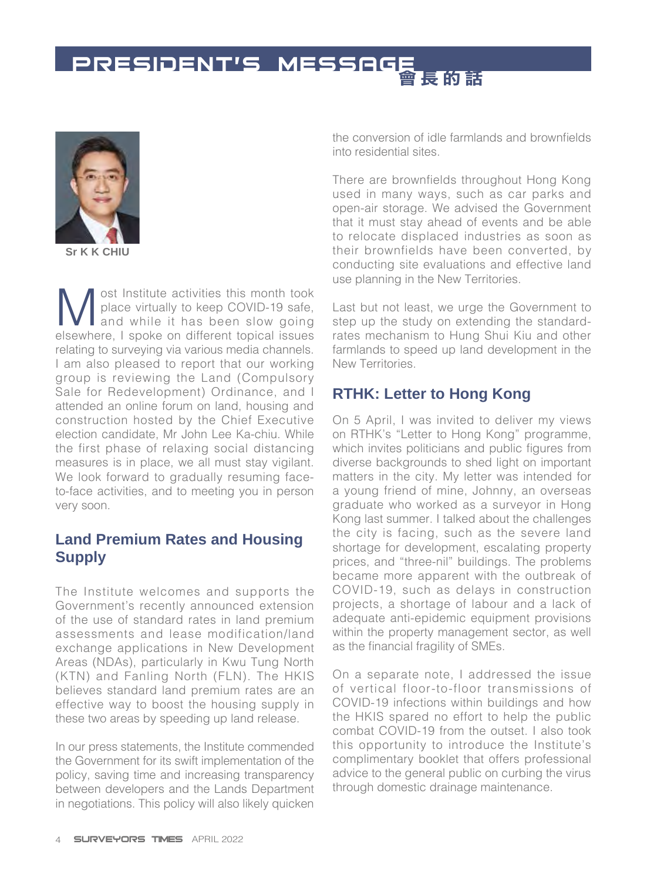# PRESIDENT'S MESSAGE 會長的話

Sr K K CHIU

Most Institute activities this month took place virtually to keep COVID-19 safe, and while it has been slow going elsewhere, I spoke on different topical issues relating to surveying via various media channels. I am also pleased to report that our working group is reviewing the Land (Compulsory Sale for Redevelopment) Ordinance, and I attended an online forum on land, housing and construction hosted by the Chief Executive election candidate, Mr John Lee Ka-chiu. While the first phase of relaxing social distancing measures is in place, we all must stay vigilant. We look forward to gradually resuming face-to-face activities, and to meeting you in person very soon.

## Land Premium Rates and Housing Supply

The Institute welcomes and supports the Government's recently announced extension of the use of standard rates in land premium assessments and lease modification/land exchange applications in New Development Areas (NDAs), particularly in Kwu Tung North (KTN) and Fanling North (FLN). The HKIS believes standard land premium rates are an effective way to boost the housing supply in these two areas by speeding up land release.

In our press statements, the Institute commended the Government for its swift implementation of the policy, saving time and increasing transparency between developers and the Lands Department in negotiations. This policy will also likely quicken the conversion of idle farmlands and brownfields into residential sites.

There are brownfields throughout Hong Kong used in many ways, such as car parks and open-air storage. We advised the Government that it must stay ahead of events and be able to relocate displaced industries as soon as their brownfields have been converted, by conducting site evaluations and effective land use planning in the New Territories.

Last but not least, we urge the Government to step up the study on extending the standard-rates mechanism to Hung Shui Kiu and other farmlands to speed up land development in the New Territories.

## RTHK: Letter to Hong Kong

On 5 April, I was invited to deliver my views on RTHK's "Letter to Hong Kong" programme, which invites politicians and public figures from diverse backgrounds to shed light on important matters in the city. My letter was intended for a young friend of mine, Johnny, an overseas graduate who worked as a surveyor in Hong Kong last summer. I talked about the challenges the city is facing, such as the severe land shortage for development, escalating property prices, and "three-nil" buildings. The problems became more apparent with the outbreak of COVID-19, such as delays in construction projects, a shortage of labour and a lack of adequate anti-epidemic equipment provisions within the property management sector, as well as the financial fragility of SMEs.

On a separate note, I addressed the issue of vertical floor-to-floor transmissions of COVID-19 infections within buildings and how the HKIS spared no effort to help the public combat COVID-19 from the outset. I also took this opportunity to introduce the Institute's complimentary booklet that offers professional advice to the general public on curbing the virus through domestic drainage maintenance.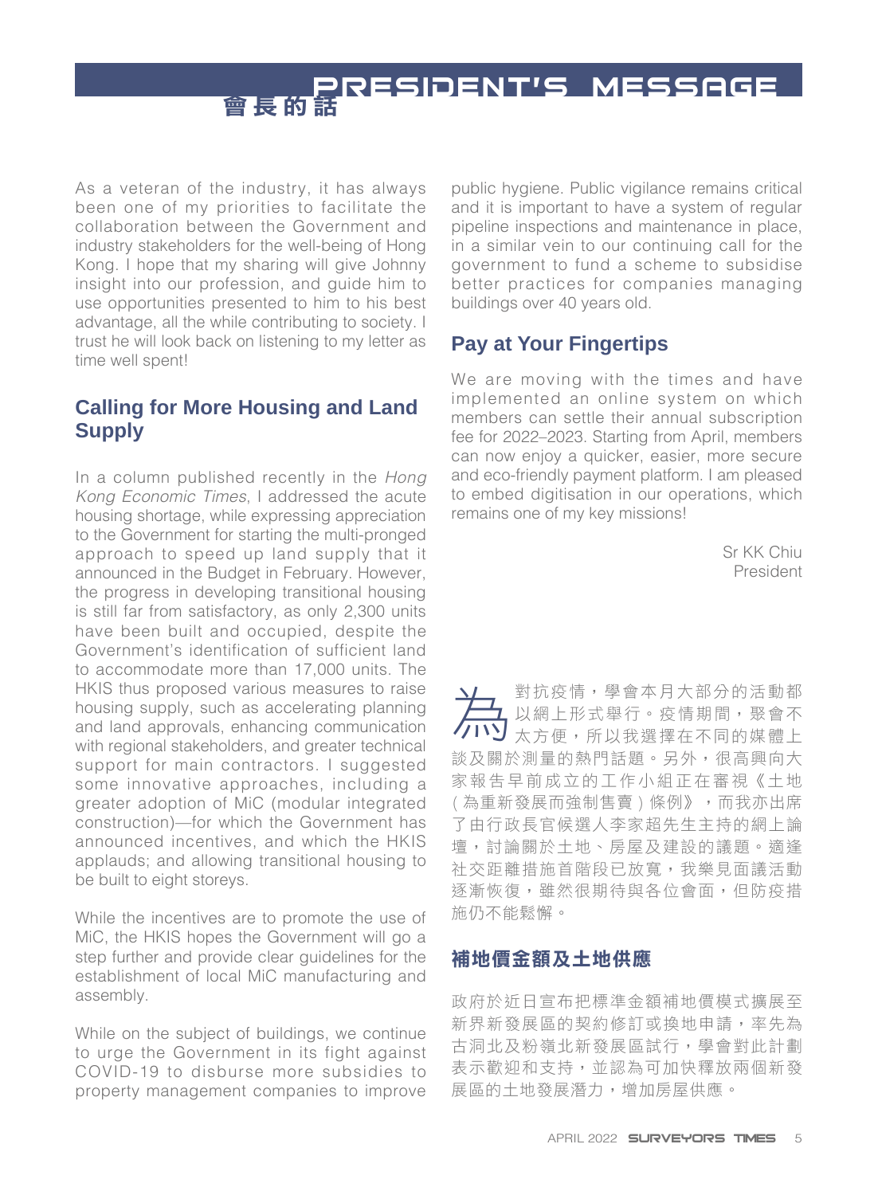# PRESIDENT'S MESSAGE 會長的話

As a veteran of the industry, it has always been one of my priorities to facilitate the collaboration between the Government and industry stakeholders for the well-being of Hong Kong. I hope that my sharing will give Johnny insight into our profession, and guide him to use opportunities presented to him to his best advantage, all the while contributing to society. I trust he will look back on listening to my letter as time well spent!

## Calling for More Housing and Land Supply

In a column published recently in the *Hong Kong Economic Times*, I addressed the acute housing shortage, while expressing appreciation to the Government for starting the multi-pronged approach to speed up land supply that it announced in the Budget in February. However, the progress in developing transitional housing is still far from satisfactory, as only 2,300 units have been built and occupied, despite the Government's identification of sufficient land to accommodate more than 17,000 units. The HKIS thus proposed various measures to raise housing supply, such as accelerating planning and land approvals, enhancing communication with regional stakeholders, and greater technical support for main contractors. I suggested some innovative approaches, including a greater adoption of MiC (modular integrated construction)—for which the Government has announced incentives, and which the HKIS applauds; and allowing transitional housing to be built to eight storeys.

While the incentives are to promote the use of MiC, the HKIS hopes the Government will go a step further and provide clear guidelines for the establishment of local MiC manufacturing and assembly.

While on the subject of buildings, we continue to urge the Government in its fight against COVID-19 to disburse more subsidies to property management companies to improve public hygiene. Public vigilance remains critical and it is important to have a system of regular pipeline inspections and maintenance in place, in a similar vein to our continuing call for the government to fund a scheme to subsidise better practices for companies managing buildings over 40 years old.

## Pay at Your Fingertips

We are moving with the times and have implemented an online system on which members can settle their annual subscription fee for 2022–2023. Starting from April, members can now enjoy a quicker, easier, more secure and eco-friendly payment platform. I am pleased to embed digitisation in our operations, which remains one of my key missions!

Sr KK Chiu
President

為對抗疫情，學會本月大部分的活動都以網上形式舉行。疫情期間，聚會不太方便，所以我選擇在不同的媒體上談及關於測量的熱門話題。另外，很高興向大家報告早前成立的工作小組正在審視《土地（為重新發展而強制售賣）條例》，而我亦出席了由行政長官候選人李家超先生主持的網上論壇，討論關於土地、房屋及建設的議題。適逢社交距離措施首階段已放寬，我樂見面議活動逐漸恢復，雖然很期待與各位會面，但防疫措施仍不能鬆懈。

## 補地價金額及土地供應

政府於近日宣布把標準金額補地價模式擴展至新界新發展區的契約修訂或換地申請，率先為古洞北及粉嶺北新發展區試行，學會對此計劃表示歡迎和支持，並認為可加快釋放兩個新發展區的土地發展潛力，增加房屋供應。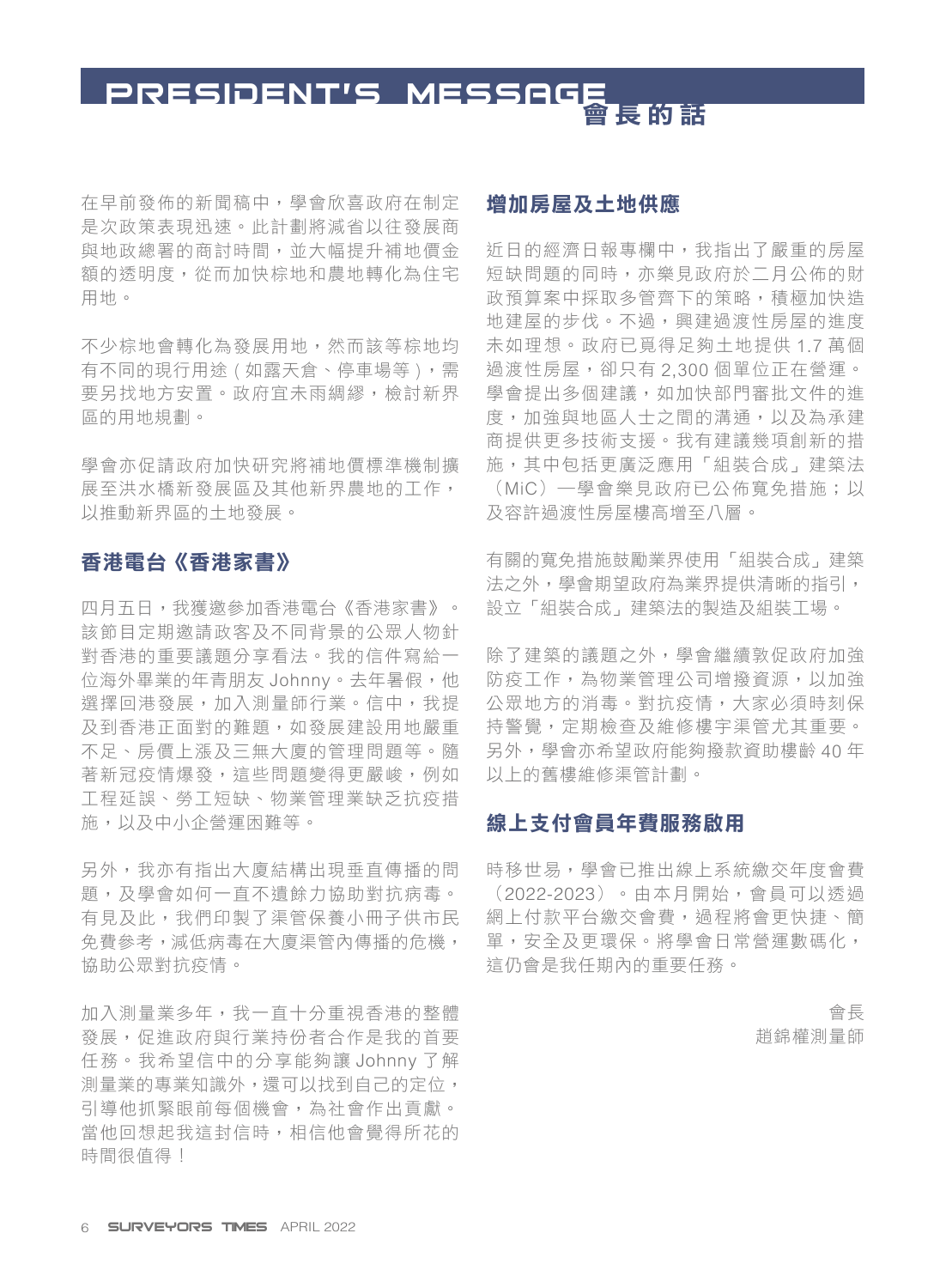# PRESIDENT'S MESSAGE 會長的話

在早前發佈的新聞稿中，學會欣喜政府在制定是次政策表現迅速。此計劃將減省以往發展商與地政總署的商討時間，並大幅提升補地價金額的透明度，從而加快棕地和農地轉化為住宅用地。

不少棕地會轉化為發展用地，然而該等棕地均有不同的現行用途（如露天倉、停車場等），需要另找地方安置。政府宜未雨綢繆，檢討新界區的用地規劃。

學會亦促請政府加快研究將補地價標準機制擴展至洪水橋新發展區及其他新界農地的工作，以推動新界區的土地發展。

## 香港電台《香港家書》

四月五日，我獲邀參加香港電台《香港家書》。該節目定期邀請政客及不同背景的公眾人物針對香港的重要議題分享看法。我的信件寫給一位海外畢業的年青朋友 Johnny。去年暑假，他選擇回港發展，加入測量師行業。信中，我提及到香港正面對的難題，如發展建設用地嚴重不足、房價上漲及三無大廈的管理問題等。隨著新冠疫情爆發，這些問題變得更嚴峻，例如工程延誤、勞工短缺、物業管理業缺乏抗疫措施，以及中小企營運困難等。

另外，我亦有指出大廈結構出現垂直傳播的問題，及學會如何一直不遺餘力協助對抗病毒。有見及此，我們印製了渠管保養小冊子供市民免費參考，減低病毒在大廈渠管內傳播的危機，協助公眾對抗疫情。

加入測量業多年，我一直十分重視香港的整體發展，促進政府與行業持份者合作是我的首要任務。我希望信中的分享能夠讓 Johnny 了解測量業的專業知識外，還可以找到自己的定位，引導他抓緊眼前每個機會，為社會作出貢獻。當他回想起我這封信時，相信他會覺得所花的時間很值得！

## 增加房屋及土地供應

近日的經濟日報專欄中，我指出了嚴重的房屋短缺問題的同時，亦樂見政府於二月公佈的財政預算案中採取多管齊下的策略，積極加快造地建屋的步伐。不過，興建過渡性房屋的進度未如理想。政府已覓得足夠土地提供 1.7 萬個過渡性房屋，卻只有 2,300 個單位正在營運。學會提出多個建議，如加快部門審批文件的進度，加強與地區人士之間的溝通，以及為承建商提供更多技術支援。我有建議幾項創新的措施，其中包括更廣泛應用「組裝合成」建築法（MiC）—學會樂見政府已公佈寬免措施；以及容許過渡性房屋樓高增至八層。

有關的寬免措施鼓勵業界使用「組裝合成」建築法之外，學會期望政府為業界提供清晰的指引，設立「組裝合成」建築法的製造及組裝工場。

除了建築的議題之外，學會繼續敦促政府加強防疫工作，為物業管理公司增撥資源，以加強公眾地方的消毒。對抗疫情，大家必須時刻保持警覺，定期檢查及維修樓宇渠管尤其重要。另外，學會亦希望政府能夠撥款資助樓齡 40 年以上的舊樓維修渠管計劃。

## 線上支付會員年費服務啟用

時移世易，學會已推出線上系統繳交年度會費（2022-2023）。由本月開始，會員可以透過網上付款平台繳交會費，過程將會更快捷、簡單，安全及更環保。將學會日常營運數碼化，這仍會是我任期內的重要任務。

會長
趙錦權測量師